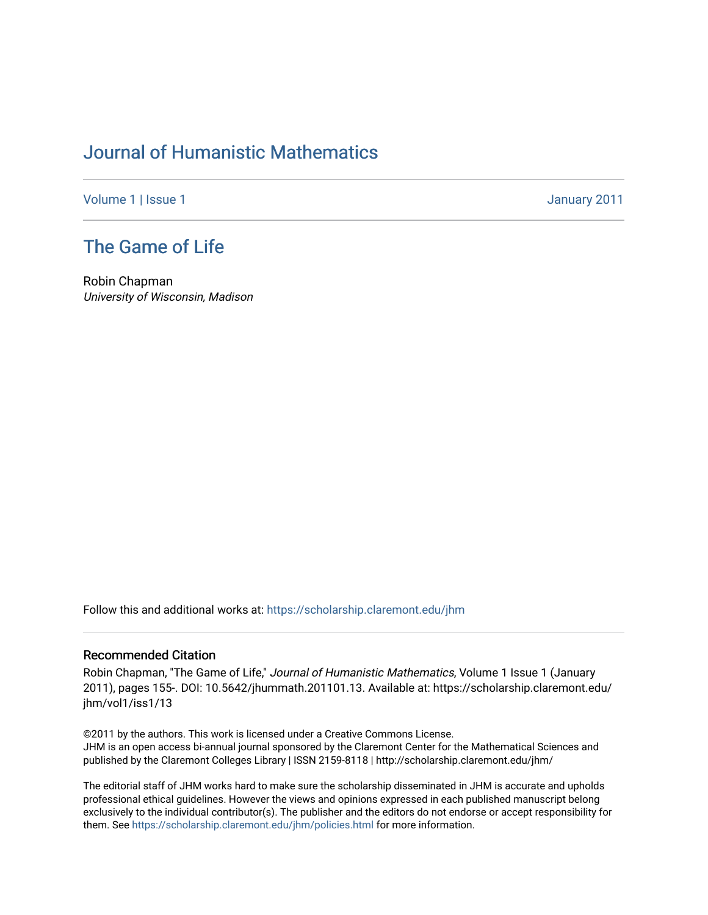# Journal of Humanistic Mathematics

Volume 1 | Issue 1 January 2011

## The Game of Life

Robin Chapman
*University of Wisconsin, Madison*

Follow this and additional works at: https://scholarship.claremont.edu/jhm

### Recommended Citation

Robin Chapman, "The Game of Life," *Journal of Humanistic Mathematics*, Volume 1 Issue 1 (January 2011), pages 155-. DOI: 10.5642/jhummath.201101.13. Available at: https://scholarship.claremont.edu/jhm/vol1/iss1/13

©2011 by the authors. This work is licensed under a Creative Commons License.
JHM is an open access bi-annual journal sponsored by the Claremont Center for the Mathematical Sciences and published by the Claremont Colleges Library | ISSN 2159-8118 | http://scholarship.claremont.edu/jhm/

The editorial staff of JHM works hard to make sure the scholarship disseminated in JHM is accurate and upholds professional ethical guidelines. However the views and opinions expressed in each published manuscript belong exclusively to the individual contributor(s). The publisher and the editors do not endorse or accept responsibility for them. See https://scholarship.claremont.edu/jhm/policies.html for more information.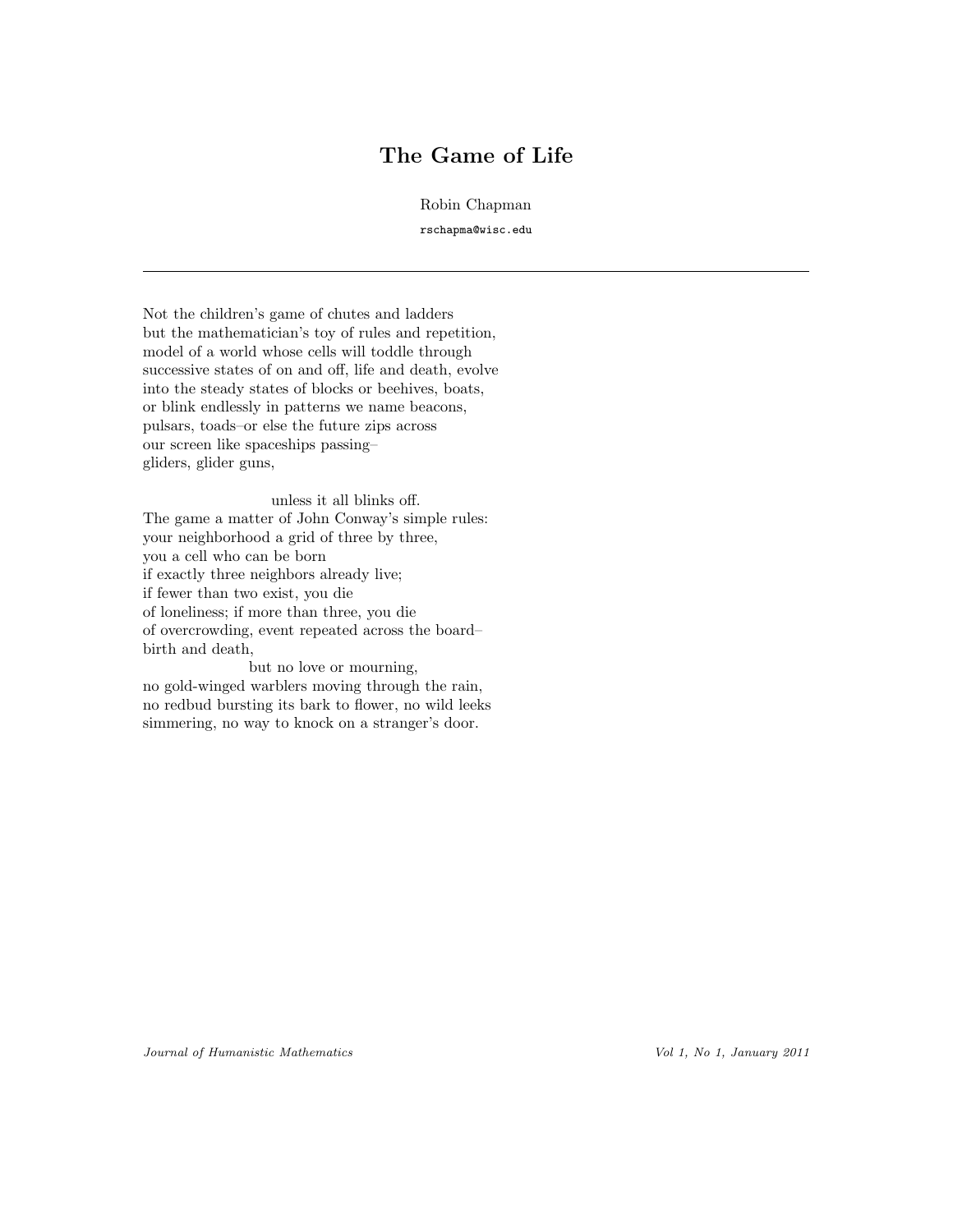# The Game of Life

Robin Chapman

rschapma@wisc.edu

---

Not the children's game of chutes and ladders
but the mathematician's toy of rules and repetition,
model of a world whose cells will toddle through
successive states of on and off, life and death, evolve
into the steady states of blocks or beehives, boats,
or blink endlessly in patterns we name beacons,
pulsars, toads–or else the future zips across
our screen like spaceships passing–
gliders, glider guns,

                                        unless it all blinks off.
The game a matter of John Conway's simple rules:
your neighborhood a grid of three by three,
you a cell who can be born
if exactly three neighbors already live;
if fewer than two exist, you die
of loneliness; if more than three, you die
of overcrowding, event repeated across the board–
birth and death,
                                    but no love or mourning,
no gold-winged warblers moving through the rain,
no redbud bursting its bark to flower, no wild leeks
simmering, no way to knock on a stranger's door.